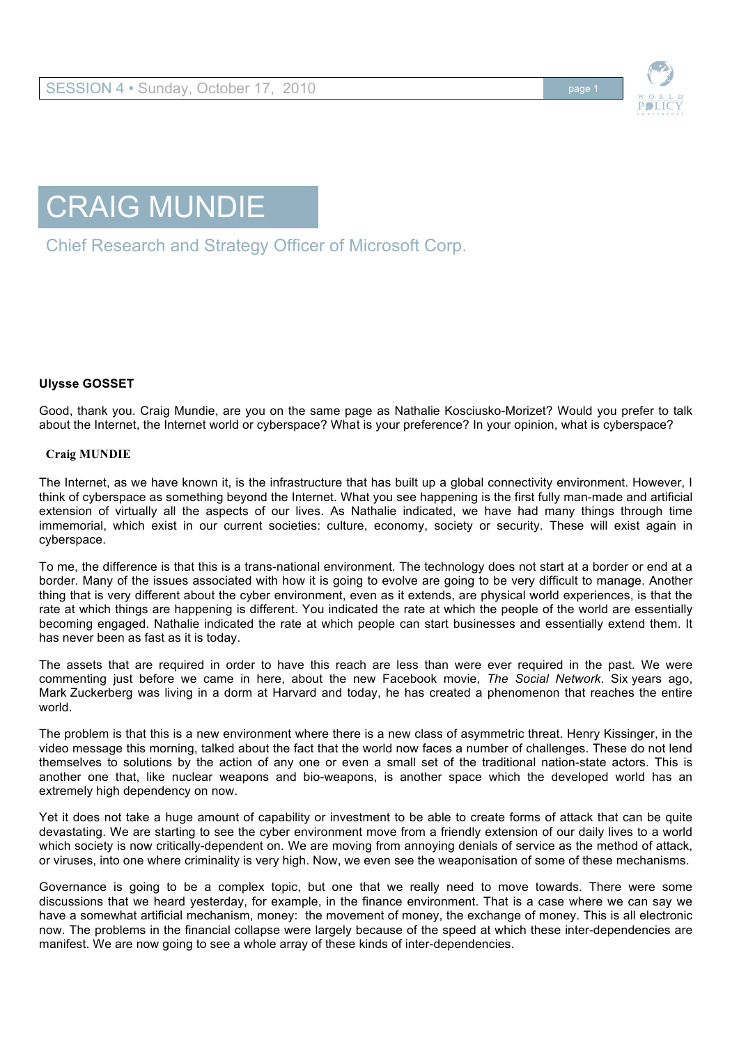# CRAIG MUNDIE

## Chief Research and Strategy Officer of Microsoft Corp.

**Ulysse GOSSET**

Good, thank you. Craig Mundie, are you on the same page as Nathalie Kosciusko-Morizet? Would you prefer to talk about the Internet, the Internet world or cyberspace? What is your preference? In your opinion, what is cyberspace?

**Craig MUNDIE**

The Internet, as we have known it, is the infrastructure that has built up a global connectivity environment. However, I think of cyberspace as something beyond the Internet. What you see happening is the first fully man-made and artificial extension of virtually all the aspects of our lives. As Nathalie indicated, we have had many things through time immemorial, which exist in our current societies: culture, economy, society or security. These will exist again in cyberspace.

To me, the difference is that this is a trans-national environment. The technology does not start at a border or end at a border. Many of the issues associated with how it is going to evolve are going to be very difficult to manage. Another thing that is very different about the cyber environment, even as it extends, are physical world experiences, is that the rate at which things are happening is different. You indicated the rate at which the people of the world are essentially becoming engaged. Nathalie indicated the rate at which people can start businesses and essentially extend them. It has never been as fast as it is today.

The assets that are required in order to have this reach are less than were ever required in the past. We were commenting just before we came in here, about the new Facebook movie, *The Social Network*. Six years ago, Mark Zuckerberg was living in a dorm at Harvard and today, he has created a phenomenon that reaches the entire world.

The problem is that this is a new environment where there is a new class of asymmetric threat. Henry Kissinger, in the video message this morning, talked about the fact that the world now faces a number of challenges. These do not lend themselves to solutions by the action of any one or even a small set of the traditional nation-state actors. This is another one that, like nuclear weapons and bio-weapons, is another space which the developed world has an extremely high dependency on now.

Yet it does not take a huge amount of capability or investment to be able to create forms of attack that can be quite devastating. We are starting to see the cyber environment move from a friendly extension of our daily lives to a world which society is now critically-dependent on. We are moving from annoying denials of service as the method of attack, or viruses, into one where criminality is very high. Now, we even see the weaponisation of some of these mechanisms.

Governance is going to be a complex topic, but one that we really need to move towards. There were some discussions that we heard yesterday, for example, in the finance environment. That is a case where we can say we have a somewhat artificial mechanism, money: the movement of money, the exchange of money. This is all electronic now. The problems in the financial collapse were largely because of the speed at which these inter-dependencies are manifest. We are now going to see a whole array of these kinds of inter-dependencies.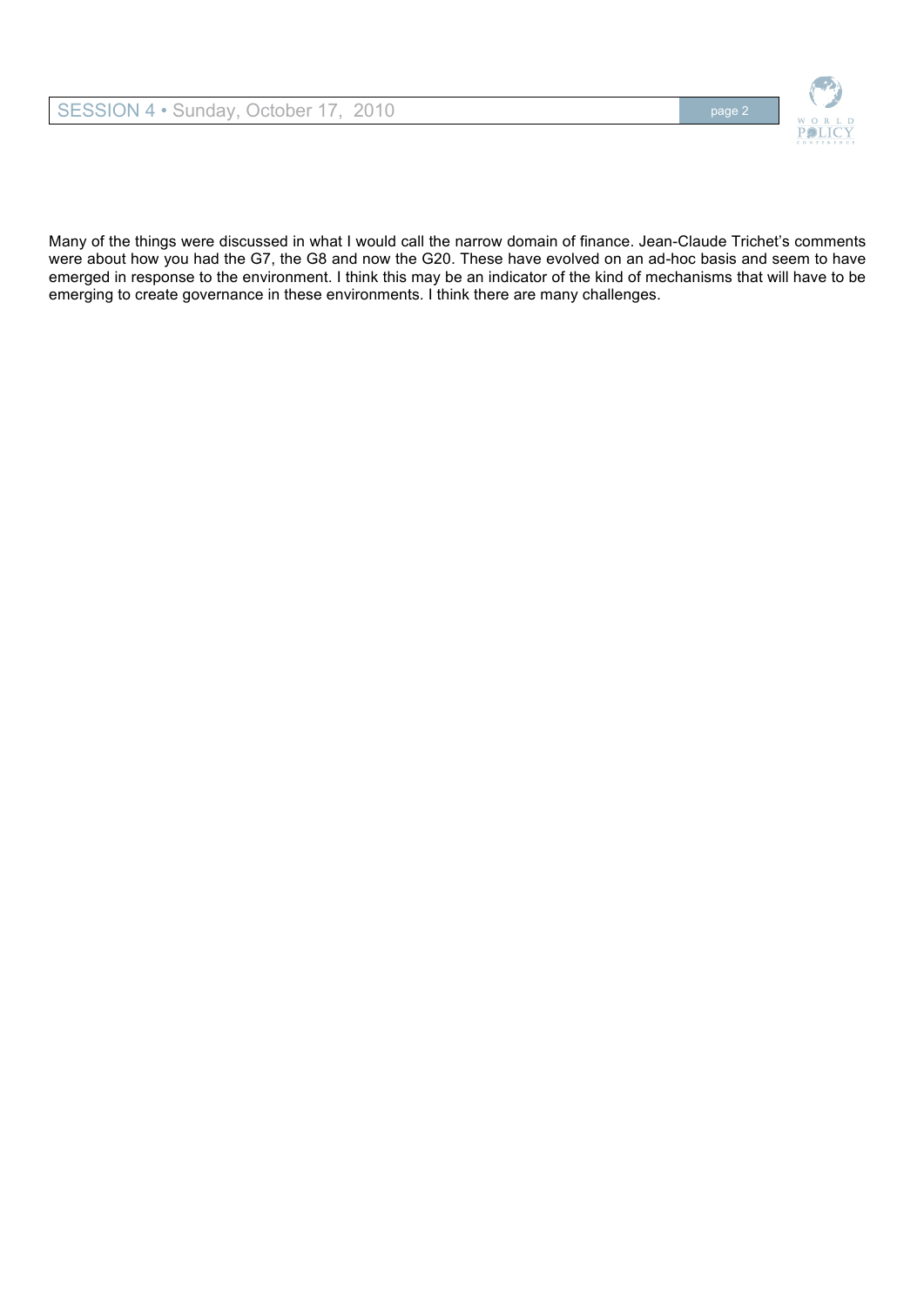Many of the things were discussed in what I would call the narrow domain of finance. Jean-Claude Trichet's comments were about how you had the G7, the G8 and now the G20. These have evolved on an ad-hoc basis and seem to have emerged in response to the environment. I think this may be an indicator of the kind of mechanisms that will have to be emerging to create governance in these environments. I think there are many challenges.